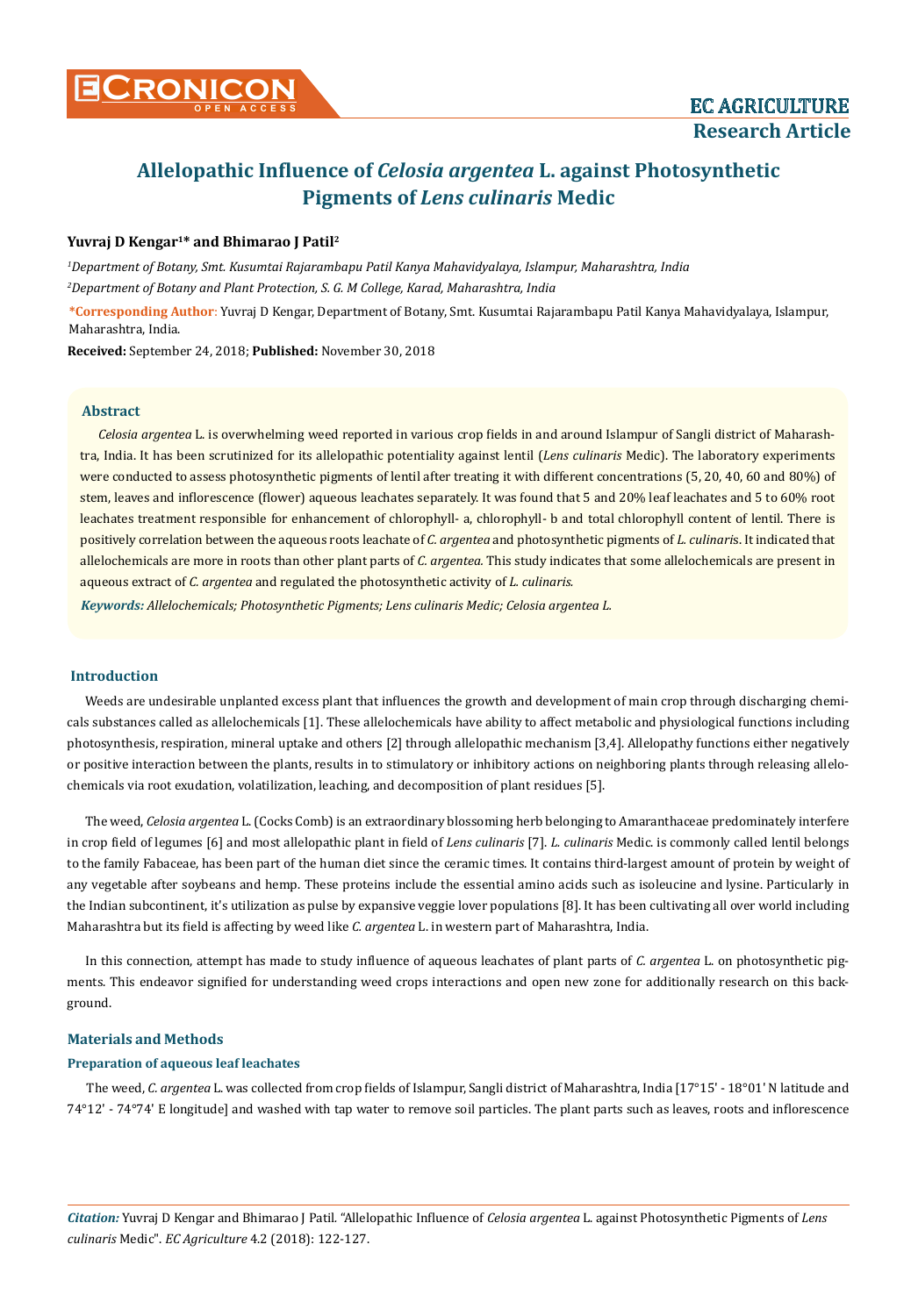# Allelopathic Influence of *Celosia argentea* L. against Photosynthetic Pigments of *Lens culinaris* Medic

**Yuvraj D Kengar[1]\* and Bhimarao J Patil[2]**

[1]*Department of Botany, Smt. Kusumtai Rajarambapu Patil Kanya Mahavidyalaya, Islampur, Maharashtra, India*

[2]*Department of Botany and Plant Protection, S. G. M College, Karad, Maharashtra, India*

**\*Corresponding Author**: Yuvraj D Kengar, Department of Botany, Smt. Kusumtai Rajarambapu Patil Kanya Mahavidyalaya, Islampur, Maharashtra, India.

**Received:** September 24, 2018; **Published:** November 30, 2018

### Abstract

*Celosia argentea* L. is overwhelming weed reported in various crop fields in and around Islampur of Sangli district of Maharashtra, India. It has been scrutinized for its allelopathic potentiality against lentil (*Lens culinaris* Medic). The laboratory experiments were conducted to assess photosynthetic pigments of lentil after treating it with different concentrations (5, 20, 40, 60 and 80%) of stem, leaves and inflorescence (flower) aqueous leachates separately. It was found that 5 and 20% leaf leachates and 5 to 60% root leachates treatment responsible for enhancement of chlorophyll- a, chlorophyll- b and total chlorophyll content of lentil. There is positively correlation between the aqueous roots leachate of *C. argentea* and photosynthetic pigments of *L. culinaris*. It indicated that allelochemicals are more in roots than other plant parts of *C. argentea.* This study indicates that some allelochemicals are present in aqueous extract of *C. argentea* and regulated the photosynthetic activity of *L. culinaris.*

***Keywords:*** *Allelochemicals; Photosynthetic Pigments; Lens culinaris Medic; Celosia argentea L.*

### Introduction

Weeds are undesirable unplanted excess plant that influences the growth and development of main crop through discharging chemicals substances called as allelochemicals [1]. These allelochemicals have ability to affect metabolic and physiological functions including photosynthesis, respiration, mineral uptake and others [2] through allelopathic mechanism [3,4]. Allelopathy functions either negatively or positive interaction between the plants, results in to stimulatory or inhibitory actions on neighboring plants through releasing allelochemicals via root exudation, volatilization, leaching, and decomposition of plant residues [5].

The weed, *Celosia argentea* L. (Cocks Comb) is an extraordinary blossoming herb belonging to Amaranthaceae predominately interfere in crop field of legumes [6] and most allelopathic plant in field of *Lens culinaris* [7]. *L. culinaris* Medic. is commonly called lentil belongs to the family Fabaceae, has been part of the human diet since the ceramic times. It contains third-largest amount of protein by weight of any vegetable after soybeans and hemp. These proteins include the essential amino acids such as isoleucine and lysine. Particularly in the Indian subcontinent, it's utilization as pulse by expansive veggie lover populations [8]. It has been cultivating all over world including Maharashtra but its field is affecting by weed like *C. argentea* L. in western part of Maharashtra, India.

In this connection, attempt has made to study influence of aqueous leachates of plant parts of *C. argentea* L. on photosynthetic pigments. This endeavor signified for understanding weed crops interactions and open new zone for additionally research on this background.

### Materials and Methods

#### Preparation of aqueous leaf leachates

The weed, *C. argentea* L. was collected from crop fields of Islampur, Sangli district of Maharashtra, India [17°15' - 18°01' N latitude and 74°12' - 74°74' E longitude] and washed with tap water to remove soil particles. The plant parts such as leaves, roots and inflorescence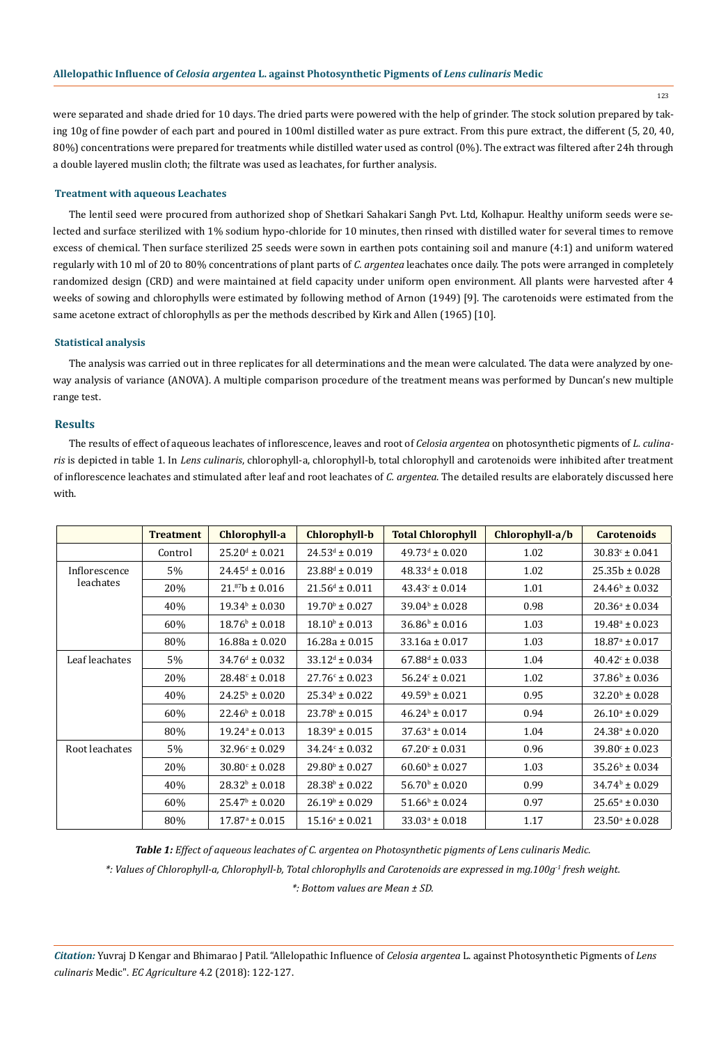were separated and shade dried for 10 days. The dried parts were powered with the help of grinder. The stock solution prepared by taking 10g of fine powder of each part and poured in 100ml distilled water as pure extract. From this pure extract, the different (5, 20, 40, 80%) concentrations were prepared for treatments while distilled water used as control (0%). The extract was filtered after 24h through a double layered muslin cloth; the filtrate was used as leachates, for further analysis.

### Treatment with aqueous Leachates

The lentil seed were procured from authorized shop of Shetkari Sahakari Sangh Pvt. Ltd, Kolhapur. Healthy uniform seeds were selected and surface sterilized with 1% sodium hypo-chloride for 10 minutes, then rinsed with distilled water for several times to remove excess of chemical. Then surface sterilized 25 seeds were sown in earthen pots containing soil and manure (4:1) and uniform watered regularly with 10 ml of 20 to 80% concentrations of plant parts of *C. argentea* leachates once daily. The pots were arranged in completely randomized design (CRD) and were maintained at field capacity under uniform open environment. All plants were harvested after 4 weeks of sowing and chlorophylls were estimated by following method of Arnon (1949) [9]. The carotenoids were estimated from the same acetone extract of chlorophylls as per the methods described by Kirk and Allen (1965) [10].

### Statistical analysis

The analysis was carried out in three replicates for all determinations and the mean were calculated. The data were analyzed by one-way analysis of variance (ANOVA). A multiple comparison procedure of the treatment means was performed by Duncan's new multiple range test.

## Results

The results of effect of aqueous leachates of inflorescence, leaves and root of *Celosia argentea* on photosynthetic pigments of *L. culinaris* is depicted in table 1. In *Lens culinaris*, chlorophyll-a, chlorophyll-b, total chlorophyll and carotenoids were inhibited after treatment of inflorescence leachates and stimulated after leaf and root leachates of *C. argentea*. The detailed results are elaborately discussed here with.

| | Treatment | Chlorophyll-a | Chlorophyll-b | Total Chlorophyll | Chlorophyll-a/b | Carotenoids |
|---|---|---|---|---|---|---|
| | Control | $25.20^{d} \pm 0.021$ | $24.53^{d} \pm 0.019$ | $49.73^{d} \pm 0.020$ | 1.02 | $30.83^{c} \pm 0.041$ |
| Inflorescence leachates | 5% | $24.45^{d} \pm 0.016$ | $23.88^{d} \pm 0.019$ | $48.33^{d} \pm 0.018$ | 1.02 | $25.35b \pm 0.028$ |
| | 20% | $21.^{87}b \pm 0.016$ | $21.56^{d} \pm 0.011$ | $43.43^{c} \pm 0.014$ | 1.01 | $24.46^{b} \pm 0.032$ |
| | 40% | $19.34^{b} \pm 0.030$ | $19.70^{b} \pm 0.027$ | $39.04^{b} \pm 0.028$ | 0.98 | $20.36^{a} \pm 0.034$ |
| | 60% | $18.76^{b} \pm 0.018$ | $18.10^{b} \pm 0.013$ | $36.86^{b} \pm 0.016$ | 1.03 | $19.48^{a} \pm 0.023$ |
| | 80% | $16.88a \pm 0.020$ | $16.28a \pm 0.015$ | $33.16a \pm 0.017$ | 1.03 | $18.87^{a} \pm 0.017$ |
| Leaf leachates | 5% | $34.76^{d} \pm 0.032$ | $33.12^{d} \pm 0.034$ | $67.88^{d} \pm 0.033$ | 1.04 | $40.42^{c} \pm 0.038$ |
| | 20% | $28.48^{c} \pm 0.018$ | $27.76^{c} \pm 0.023$ | $56.24^{c} \pm 0.021$ | 1.02 | $37.86^{b} \pm 0.036$ |
| | 40% | $24.25^{b} \pm 0.020$ | $25.34^{b} \pm 0.022$ | $49.59^{b} \pm 0.021$ | 0.95 | $32.20^{b} \pm 0.028$ |
| | 60% | $22.46^{b} \pm 0.018$ | $23.78^{b} \pm 0.015$ | $46.24^{b} \pm 0.017$ | 0.94 | $26.10^{a} \pm 0.029$ |
| | 80% | $19.24^{a} \pm 0.013$ | $18.39^{a} \pm 0.015$ | $37.63^{a} \pm 0.014$ | 1.04 | $24.38^{a} \pm 0.020$ |
| Root leachates | 5% | $32.96^{c} \pm 0.029$ | $34.24^{c} \pm 0.032$ | $67.20^{c} \pm 0.031$ | 0.96 | $39.80^{c} \pm 0.023$ |
| | 20% | $30.80^{c} \pm 0.028$ | $29.80^{b} \pm 0.027$ | $60.60^{b} \pm 0.027$ | 1.03 | $35.26^{b} \pm 0.034$ |
| | 40% | $28.32^{b} \pm 0.018$ | $28.38^{b} \pm 0.022$ | $56.70^{b} \pm 0.020$ | 0.99 | $34.74^{b} \pm 0.029$ |
| | 60% | $25.47^{b} \pm 0.020$ | $26.19^{b} \pm 0.029$ | $51.66^{b} \pm 0.024$ | 0.97 | $25.65^{a} \pm 0.030$ |
| | 80% | $17.87^{a} \pm 0.015$ | $15.16^{a} \pm 0.021$ | $33.03^{a} \pm 0.018$ | 1.17 | $23.50^{a} \pm 0.028$ |

***Table 1:*** *Effect of aqueous leachates of C. argentea on Photosynthetic pigments of Lens culinaris Medic.*

*\*: Values of Chlorophyll-a, Chlorophyll-b, Total chlorophylls and Carotenoids are expressed in mg.100g$^{-1}$ fresh weight.*

*\*: Bottom values are Mean ± SD.*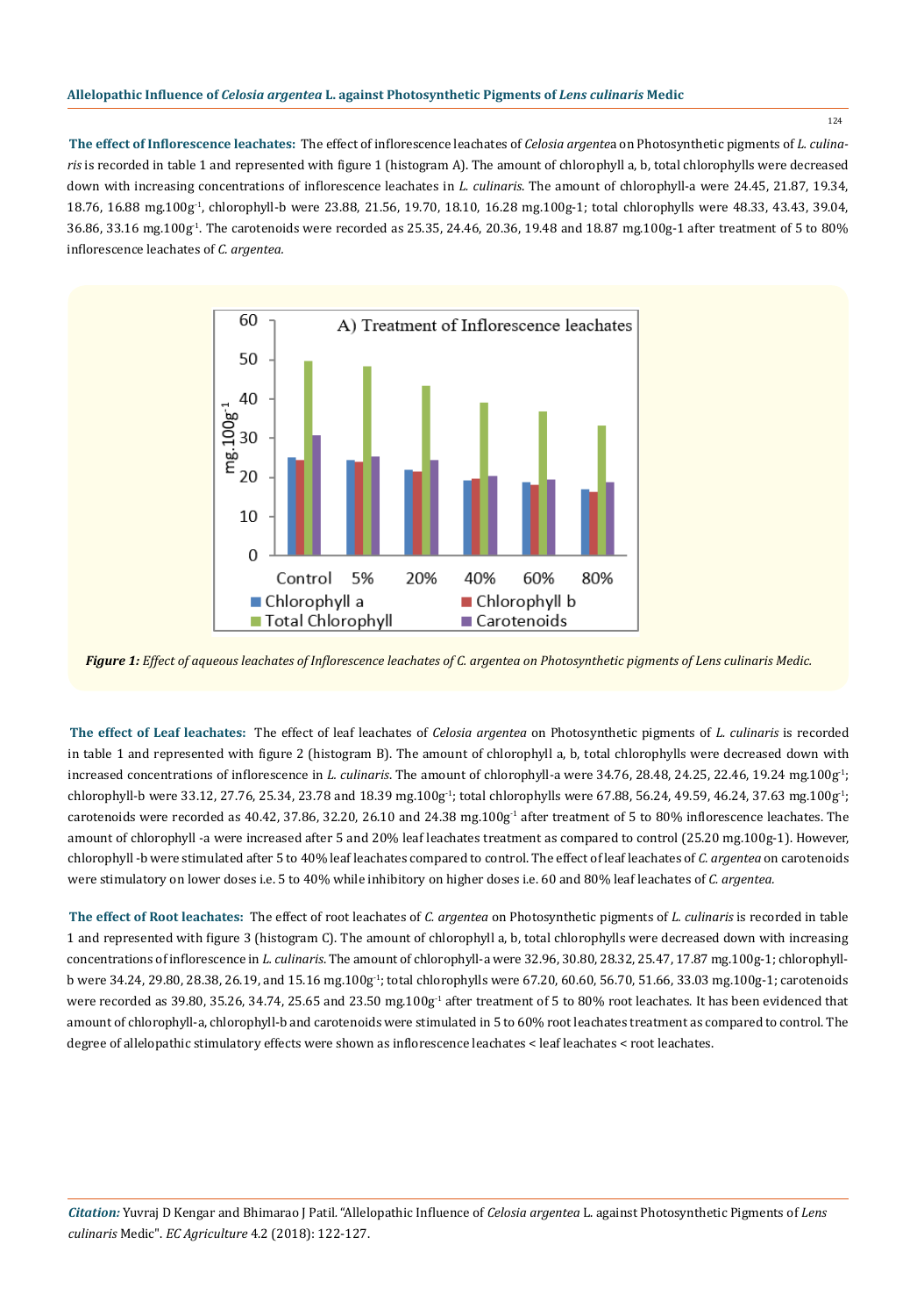**The effect of Inflorescence leachates:** The effect of inflorescence leachates of *Celosia argentea* on Photosynthetic pigments of *L. culinaris* is recorded in table 1 and represented with figure 1 (histogram A). The amount of chlorophyll a, b, total chlorophylls were decreased down with increasing concentrations of inflorescence leachates in *L. culinaris*. The amount of chlorophyll-a were 24.45, 21.87, 19.34, 18.76, 16.88 mg.100g$^{-1}$, chlorophyll-b were 23.88, 21.56, 19.70, 18.10, 16.28 mg.100g-1; total chlorophylls were 48.33, 43.43, 39.04, 36.86, 33.16 mg.100g$^{-1}$. The carotenoids were recorded as 25.35, 24.46, 20.36, 19.48 and 18.87 mg.100g-1 after treatment of 5 to 80% inflorescence leachates of *C. argentea*.

*Figure 1: Effect of aqueous leachates of Inflorescence leachates of C. argentea on Photosynthetic pigments of Lens culinaris Medic.*

**The effect of Leaf leachates:** The effect of leaf leachates of *Celosia argentea* on Photosynthetic pigments of *L. culinaris* is recorded in table 1 and represented with figure 2 (histogram B). The amount of chlorophyll a, b, total chlorophylls were decreased down with increased concentrations of inflorescence in *L. culinaris*. The amount of chlorophyll-a were 34.76, 28.48, 24.25, 22.46, 19.24 mg.100g$^{-1}$; chlorophyll-b were 33.12, 27.76, 25.34, 23.78 and 18.39 mg.100g$^{-1}$; total chlorophylls were 67.88, 56.24, 49.59, 46.24, 37.63 mg.100g$^{-1}$; carotenoids were recorded as 40.42, 37.86, 32.20, 26.10 and 24.38 mg.100g$^{-1}$ after treatment of 5 to 80% inflorescence leachates. The amount of chlorophyll -a were increased after 5 and 20% leaf leachates treatment as compared to control (25.20 mg.100g-1). However, chlorophyll -b were stimulated after 5 to 40% leaf leachates compared to control. The effect of leaf leachates of *C. argentea* on carotenoids were stimulatory on lower doses i.e. 5 to 40% while inhibitory on higher doses i.e. 60 and 80% leaf leachates of *C. argentea*.

**The effect of Root leachates:** The effect of root leachates of *C. argentea* on Photosynthetic pigments of *L. culinaris* is recorded in table 1 and represented with figure 3 (histogram C). The amount of chlorophyll a, b, total chlorophylls were decreased down with increasing concentrations of inflorescence in *L. culinaris*. The amount of chlorophyll-a were 32.96, 30.80, 28.32, 25.47, 17.87 mg.100g-1; chlorophyll-b were 34.24, 29.80, 28.38, 26.19, and 15.16 mg.100g$^{-1}$; total chlorophylls were 67.20, 60.60, 56.70, 51.66, 33.03 mg.100g-1; carotenoids were recorded as 39.80, 35.26, 34.74, 25.65 and 23.50 mg.100g$^{-1}$ after treatment of 5 to 80% root leachates. It has been evidenced that amount of chlorophyll-a, chlorophyll-b and carotenoids were stimulated in 5 to 60% root leachates treatment as compared to control. The degree of allelopathic stimulatory effects were shown as inflorescence leachates < leaf leachates < root leachates.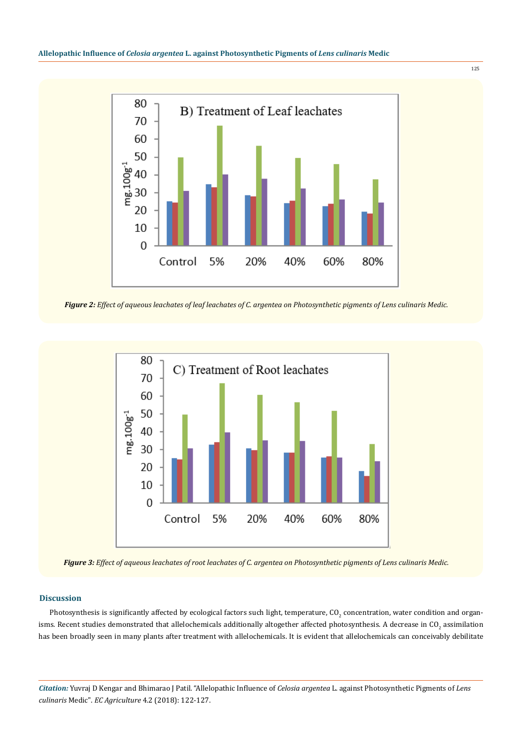*Figure 2: Effect of aqueous leachates of leaf leachates of C. argentea on Photosynthetic pigments of Lens culinaris Medic.*

*Figure 3: Effect of aqueous leachates of root leachates of C. argentea on Photosynthetic pigments of Lens culinaris Medic.*

## Discussion

Photosynthesis is significantly affected by ecological factors such light, temperature, $CO_2$ concentration, water condition and organisms. Recent studies demonstrated that allelochemicals additionally altogether affected photosynthesis. A decrease in $CO_2$ assimilation has been broadly seen in many plants after treatment with allelochemicals. It is evident that allelochemicals can conceivably debilitate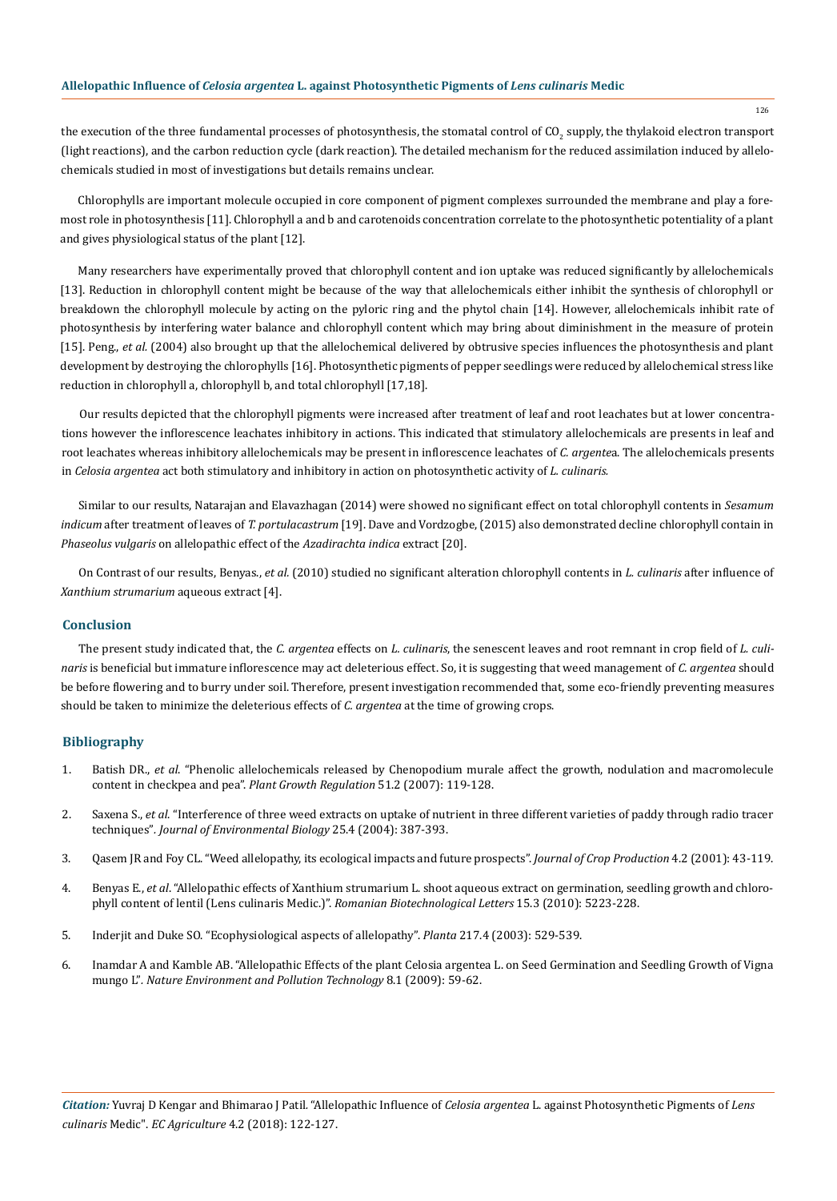the execution of the three fundamental processes of photosynthesis, the stomatal control of $CO_2$ supply, the thylakoid electron transport (light reactions), and the carbon reduction cycle (dark reaction). The detailed mechanism for the reduced assimilation induced by allelochemicals studied in most of investigations but details remains unclear.

Chlorophylls are important molecule occupied in core component of pigment complexes surrounded the membrane and play a foremost role in photosynthesis [11]. Chlorophyll a and b and carotenoids concentration correlate to the photosynthetic potentiality of a plant and gives physiological status of the plant [12].

Many researchers have experimentally proved that chlorophyll content and ion uptake was reduced significantly by allelochemicals [13]. Reduction in chlorophyll content might be because of the way that allelochemicals either inhibit the synthesis of chlorophyll or breakdown the chlorophyll molecule by acting on the pyloric ring and the phytol chain [14]. However, allelochemicals inhibit rate of photosynthesis by interfering water balance and chlorophyll content which may bring about diminishment in the measure of protein [15]. Peng., *et al.* (2004) also brought up that the allelochemical delivered by obtrusive species influences the photosynthesis and plant development by destroying the chlorophylls [16]. Photosynthetic pigments of pepper seedlings were reduced by allelochemical stress like reduction in chlorophyll a, chlorophyll b, and total chlorophyll [17,18].

Our results depicted that the chlorophyll pigments were increased after treatment of leaf and root leachates but at lower concentrations however the inflorescence leachates inhibitory in actions. This indicated that stimulatory allelochemicals are presents in leaf and root leachates whereas inhibitory allelochemicals may be present in inflorescence leachates of *C. argentea*. The allelochemicals presents in *Celosia argentea* act both stimulatory and inhibitory in action on photosynthetic activity of *L. culinaris*.

Similar to our results, Natarajan and Elavazhagan (2014) were showed no significant effect on total chlorophyll contents in *Sesamum indicum* after treatment of leaves of *T. portulacastrum* [19]. Dave and Vordzogbe, (2015) also demonstrated decline chlorophyll contain in *Phaseolus vulgaris* on allelopathic effect of the *Azadirachta indica* extract [20].

On Contrast of our results, Benyas., *et al.* (2010) studied no significant alteration chlorophyll contents in *L. culinaris* after influence of *Xanthium strumarium* aqueous extract [4].

## Conclusion

The present study indicated that, the *C. argentea* effects on *L. culinaris*, the senescent leaves and root remnant in crop field of *L. culinaris* is beneficial but immature inflorescence may act deleterious effect. So, it is suggesting that weed management of *C. argentea* should be before flowering and to burry under soil. Therefore, present investigation recommended that, some eco-friendly preventing measures should be taken to minimize the deleterious effects of *C. argentea* at the time of growing crops.

## Bibliography

1. Batish DR., *et al.* "Phenolic allelochemicals released by Chenopodium murale affect the growth, nodulation and macromolecule content in checkpea and pea". *Plant Growth Regulation* 51.2 (2007): 119-128.
2. Saxena S., *et al.* "Interference of three weed extracts on uptake of nutrient in three different varieties of paddy through radio tracer techniques". *Journal of Environmental Biology* 25.4 (2004): 387-393.
3. Qasem JR and Foy CL. "Weed allelopathy, its ecological impacts and future prospects". *Journal of Crop Production* 4.2 (2001): 43-119.
4. Benyas E., *et al*. "Allelopathic effects of Xanthium strumarium L. shoot aqueous extract on germination, seedling growth and chlorophyll content of lentil (Lens culinaris Medic.)". *Romanian Biotechnological Letters* 15.3 (2010): 5223-228.
5. Inderjit and Duke SO. "Ecophysiological aspects of allelopathy". *Planta* 217.4 (2003): 529-539.
6. Inamdar A and Kamble AB. "Allelopathic Effects of the plant Celosia argentea L. on Seed Germination and Seedling Growth of Vigna mungo L". *Nature Environment and Pollution Technology* 8.1 (2009): 59-62.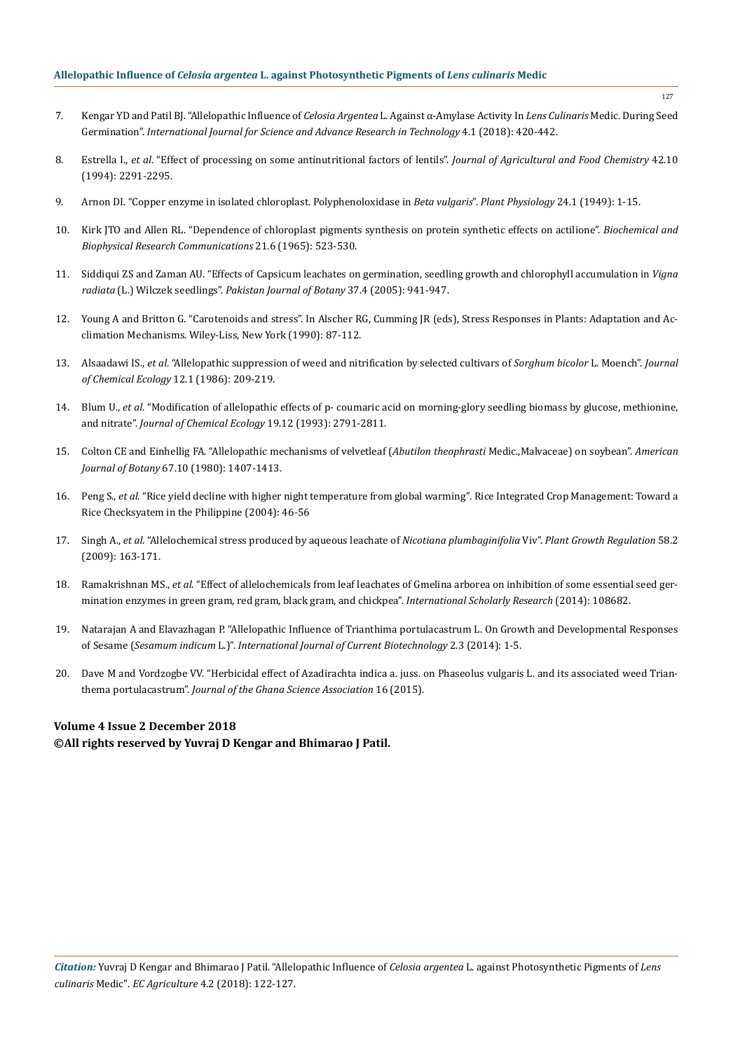7. Kengar YD and Patil BJ. "Allelopathic Influence of *Celosia Argentea* L. Against α-Amylase Activity In *Lens Culinaris* Medic. During Seed Germination". *International Journal for Science and Advance Research in Technology* 4.1 (2018): 420-442.

8. Estrella I., *et al*. "Effect of processing on some antinutritional factors of lentils". *Journal of Agricultural and Food Chemistry* 42.10 (1994): 2291-2295.

9. Arnon DI. "Copper enzyme in isolated chloroplast. Polyphenoloxidase in *Beta vulgaris*". *Plant Physiology* 24.1 (1949): 1-15.

10. Kirk JTO and Allen RL. "Dependence of chloroplast pigments synthesis on protein synthetic effects on actilione". *Biochemical and Biophysical Research Communications* 21.6 (1965): 523-530.

11. Siddiqui ZS and Zaman AU. "Effects of Capsicum leachates on germination, seedling growth and chlorophyll accumulation in *Vigna radiata* (L.) Wilczek seedlings". *Pakistan Journal of Botany* 37.4 (2005): 941-947.

12. Young A and Britton G. "Carotenoids and stress". In Alscher RG, Cumming JR (eds), Stress Responses in Plants: Adaptation and Acclimation Mechanisms. Wiley-Liss, New York (1990): 87-112.

13. Alsaadawi IS., *et al*. "Allelopathic suppression of weed and nitrification by selected cultivars of *Sorghum bicolor* L. Moench". *Journal of Chemical Ecology* 12.1 (1986): 209-219.

14. Blum U., *et al*. "Modification of allelopathic effects of p- coumaric acid on morning-glory seedling biomass by glucose, methionine, and nitrate". *Journal of Chemical Ecology* 19.12 (1993): 2791-2811.

15. Colton CE and Einhellig FA. "Allelopathic mechanisms of velvetleaf (*Abutilon theophrasti* Medic.,Malvaceae) on soybean". *American Journal of Botany* 67.10 (1980): 1407-1413.

16. Peng S., *et al*. "Rice yield decline with higher night temperature from global warming". Rice Integrated Crop Management: Toward a Rice Checksyatem in the Philippine (2004): 46-56

17. Singh A., *et al*. "Allelochemical stress produced by aqueous leachate of *Nicotiana plumbaginifolia* Viv". *Plant Growth Regulation* 58.2 (2009): 163-171.

18. Ramakrishnan MS., *et al*. "Effect of allelochemicals from leaf leachates of Gmelina arborea on inhibition of some essential seed germination enzymes in green gram, red gram, black gram, and chickpea". *International Scholarly Research* (2014): 108682.

19. Natarajan A and Elavazhagan P. "Allelopathic Influence of Trianthima portulacastrum L. On Growth and Developmental Responses of Sesame (*Sesamum indicum* L.)". *International Journal of Current Biotechnology* 2.3 (2014): 1-5.

20. Dave M and Vordzogbe VV. "Herbicidal effect of Azadirachta indica a. juss. on Phaseolus vulgaris L. and its associated weed Trianthema portulacastrum". *Journal of the Ghana Science Association* 16 (2015).

**Volume 4 Issue 2 December 2018**
**©All rights reserved by Yuvraj D Kengar and Bhimarao J Patil.**